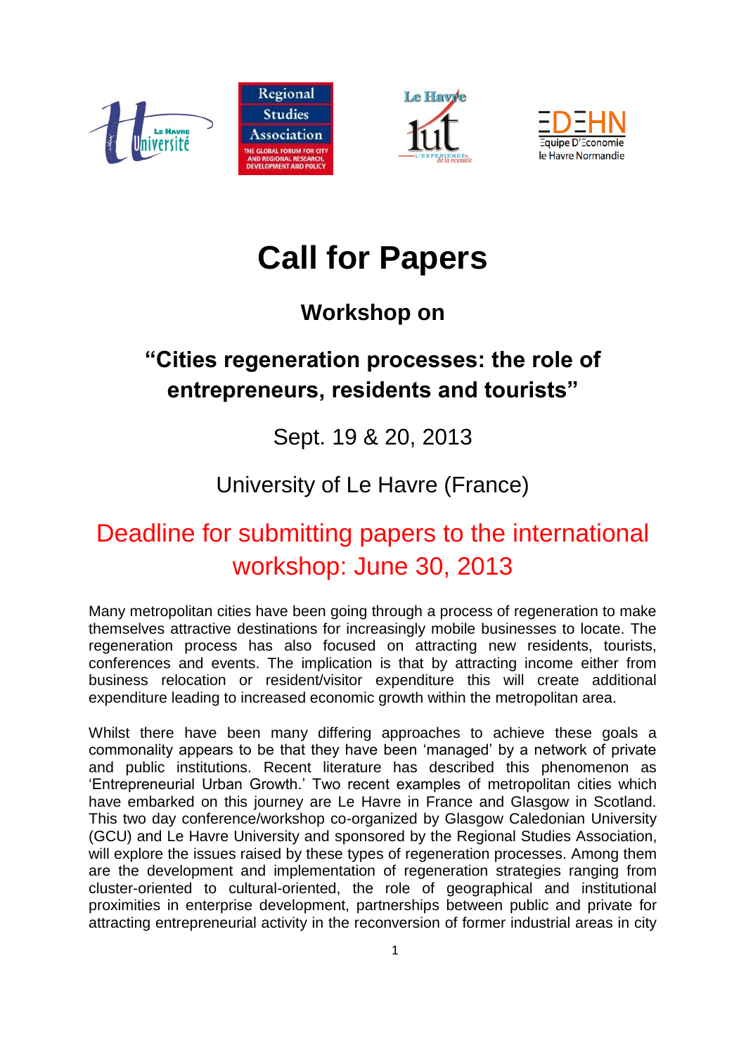# Call for Papers

## Workshop on

## "Cities regeneration processes: the role of entrepreneurs, residents and tourists"

Sept. 19 & 20, 2013

University of Le Havre (France)

Deadline for submitting papers to the international workshop: June 30, 2013

Many metropolitan cities have been going through a process of regeneration to make themselves attractive destinations for increasingly mobile businesses to locate. The regeneration process has also focused on attracting new residents, tourists, conferences and events. The implication is that by attracting income either from business relocation or resident/visitor expenditure this will create additional expenditure leading to increased economic growth within the metropolitan area.

Whilst there have been many differing approaches to achieve these goals a commonality appears to be that they have been 'managed' by a network of private and public institutions. Recent literature has described this phenomenon as 'Entrepreneurial Urban Growth.' Two recent examples of metropolitan cities which have embarked on this journey are Le Havre in France and Glasgow in Scotland. This two day conference/workshop co-organized by Glasgow Caledonian University (GCU) and Le Havre University and sponsored by the Regional Studies Association, will explore the issues raised by these types of regeneration processes. Among them are the development and implementation of regeneration strategies ranging from cluster-oriented to cultural-oriented, the role of geographical and institutional proximities in enterprise development, partnerships between public and private for attracting entrepreneurial activity in the reconversion of former industrial areas in city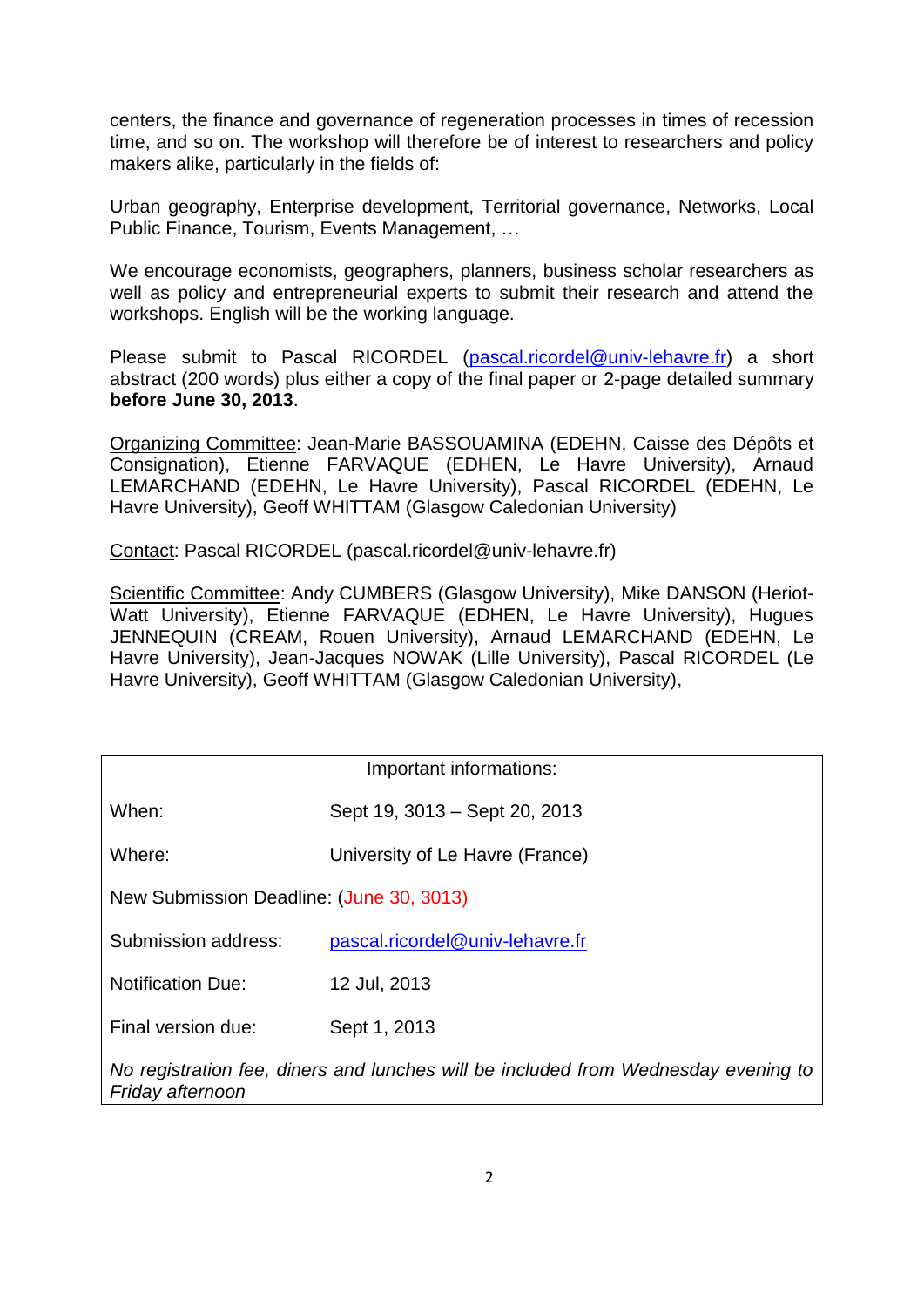centers, the finance and governance of regeneration processes in times of recession time, and so on. The workshop will therefore be of interest to researchers and policy makers alike, particularly in the fields of:

Urban geography, Enterprise development, Territorial governance, Networks, Local Public Finance, Tourism, Events Management, …

We encourage economists, geographers, planners, business scholar researchers as well as policy and entrepreneurial experts to submit their research and attend the workshops. English will be the working language.

Please submit to Pascal RICORDEL (pascal.ricordel@univ-lehavre.fr) a short abstract (200 words) plus either a copy of the final paper or 2-page detailed summary **before June 30, 2013**.

Organizing Committee: Jean-Marie BASSOUAMINA (EDEHN, Caisse des Dépôts et Consignation), Etienne FARVAQUE (EDHEN, Le Havre University), Arnaud LEMARCHAND (EDEHN, Le Havre University), Pascal RICORDEL (EDEHN, Le Havre University), Geoff WHITTAM (Glasgow Caledonian University)

Contact: Pascal RICORDEL (pascal.ricordel@univ-lehavre.fr)

Scientific Committee: Andy CUMBERS (Glasgow University), Mike DANSON (Heriot-Watt University), Etienne FARVAQUE (EDHEN, Le Havre University), Hugues JENNEQUIN (CREAM, Rouen University), Arnaud LEMARCHAND (EDEHN, Le Havre University), Jean-Jacques NOWAK (Lille University), Pascal RICORDEL (Le Havre University), Geoff WHITTAM (Glasgow Caledonian University),

| Important informations: | |
|---|---|
| When: | Sept 19, 3013 – Sept 20, 2013 |
| Where: | University of Le Havre (France) |
| New Submission Deadline: (June 30, 3013) | |
| Submission address: | pascal.ricordel@univ-lehavre.fr |
| Notification Due: | 12 Jul, 2013 |
| Final version due: | Sept 1, 2013 |
| *No registration fee, diners and lunches will be included from Wednesday evening to Friday afternoon* | |